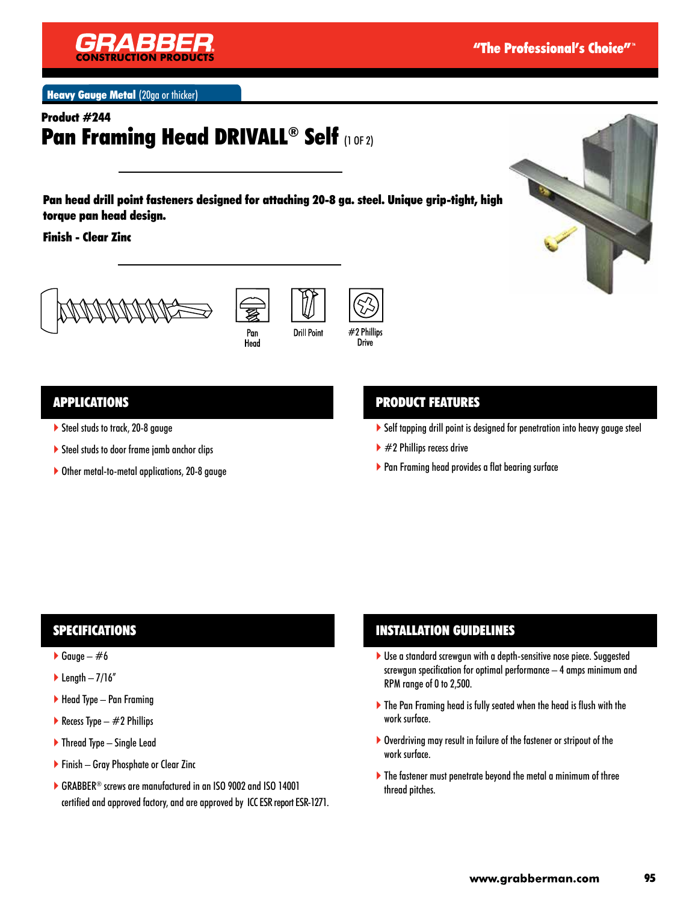GRABBER CONSTRUCTION PRODUCTS

"The Professional's Choice"™

**Heavy Gauge Metal** (20ga or thicker)

**Product #244**

# Pan Framing Head DRIVALL® Self (1 OF 2)

**Pan head drill point fasteners designed for attaching 20-8 ga. steel. Unique grip-tight, high torque pan head design.**

**Finish - Clear Zinc**

Pan Head

Drill Point

#2 Phillips Drive

## APPLICATIONS

- Steel studs to track, 20-8 gauge
- Steel studs to door frame jamb anchor clips
- Other metal-to-metal applications, 20-8 gauge

## PRODUCT FEATURES

- Self tapping drill point is designed for penetration into heavy gauge steel
- #2 Phillips recess drive
- Pan Framing head provides a flat bearing surface

## SPECIFICATIONS

- Gauge – #6
- Length – 7/16"
- Head Type – Pan Framing
- Recess Type – #2 Phillips
- Thread Type – Single Lead
- Finish – Gray Phosphate or Clear Zinc
- GRABBER® screws are manufactured in an ISO 9002 and ISO 14001 certified and approved factory, and are approved by ICC ESR report ESR-1271.

## INSTALLATION GUIDELINES

- Use a standard screwgun with a depth-sensitive nose piece. Suggested screwgun specification for optimal performance – 4 amps minimum and RPM range of 0 to 2,500.
- The Pan Framing head is fully seated when the head is flush with the work surface.
- Overdriving may result in failure of the fastener or stripout of the work surface.
- The fastener must penetrate beyond the metal a minimum of three thread pitches.

www.grabberman.com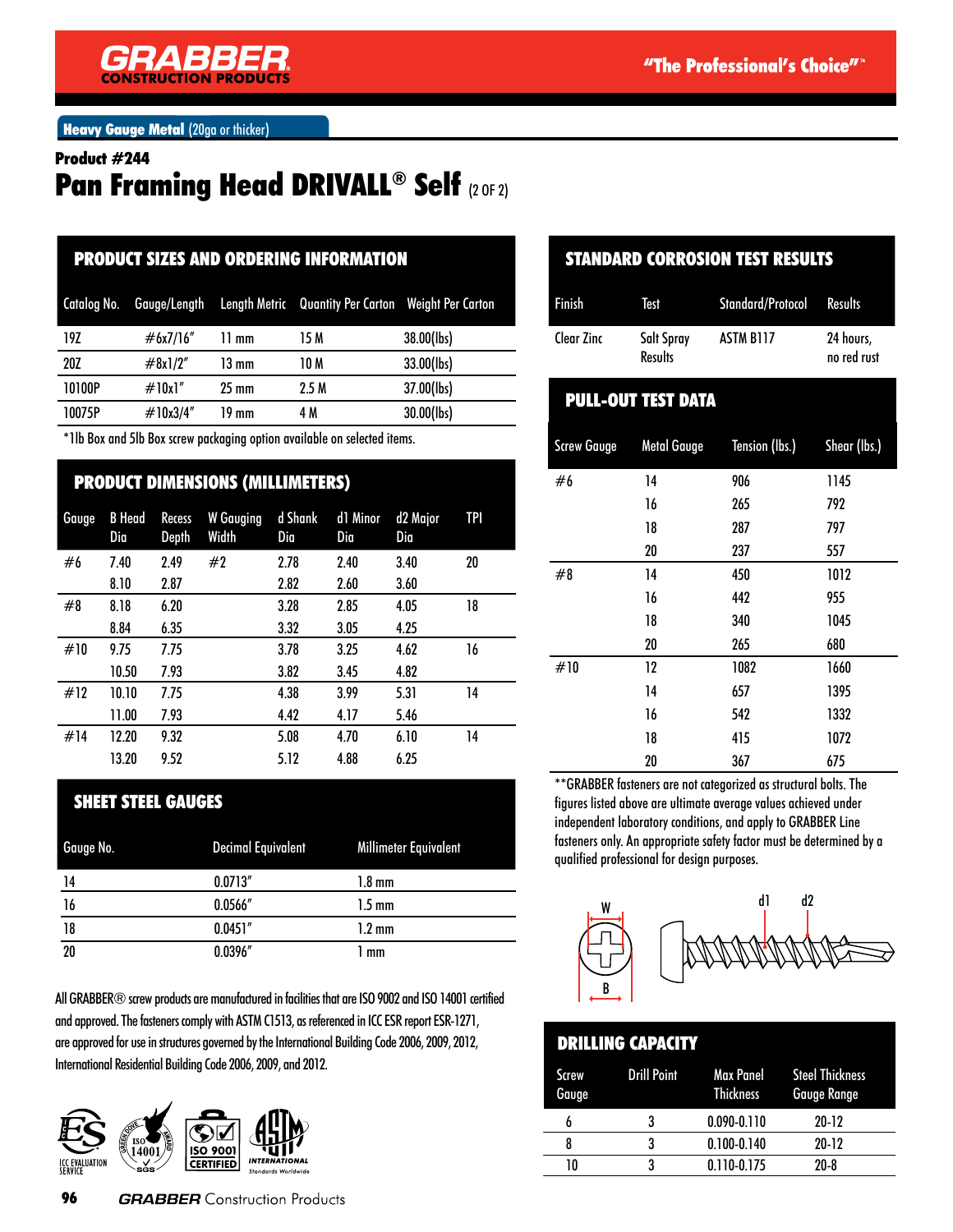Heavy Gauge Metal (20ga or thicker)

**Product #244**

# Pan Framing Head DRIVALL® Self (2 OF 2)

## PRODUCT SIZES AND ORDERING INFORMATION

| Catalog No. | Gauge/Length | Length Metric | Quantity Per Carton | Weight Per Carton |
|---|---|---|---|---|
| 19Z | #6x7/16" | 11 mm | 15 M | 38.00(lbs) |
| 20Z | #8x1/2" | 13 mm | 10 M | 33.00(lbs) |
| 10100P | #10x1" | 25 mm | 2.5 M | 37.00(lbs) |
| 10075P | #10x3/4" | 19 mm | 4 M | 30.00(lbs) |

*1lb Box and 5lb Box screw packaging option available on selected items.

## PRODUCT DIMENSIONS (MILLIMETERS)

| Gauge | B Head Dia | Recess Depth | W Gauging Width | d Shank Dia | d1 Minor Dia | d2 Major Dia | TPI |
|---|---|---|---|---|---|---|---|
| #6 | 7.40 | 2.49 | #2 | 2.78 | 2.40 | 3.40 | 20 |
| | 8.10 | 2.87 | | 2.82 | 2.60 | 3.60 | |
| #8 | 8.18 | 6.20 | | 3.28 | 2.85 | 4.05 | 18 |
| | 8.84 | 6.35 | | 3.32 | 3.05 | 4.25 | |
| #10 | 9.75 | 7.75 | | 3.78 | 3.25 | 4.62 | 16 |
| | 10.50 | 7.93 | | 3.82 | 3.45 | 4.82 | |
| #12 | 10.10 | 7.75 | | 4.38 | 3.99 | 5.31 | 14 |
| | 11.00 | 7.93 | | 4.42 | 4.17 | 5.46 | |
| #14 | 12.20 | 9.32 | | 5.08 | 4.70 | 6.10 | 14 |
| | 13.20 | 9.52 | | 5.12 | 4.88 | 6.25 | |

## SHEET STEEL GAUGES

| Gauge No. | Decimal Equivalent | Millimeter Equivalent |
|---|---|---|
| 14 | 0.0713" | 1.8 mm |
| 16 | 0.0566" | 1.5 mm |
| 18 | 0.0451" | 1.2 mm |
| 20 | 0.0396" | 1 mm |

All GRABBER® screw products are manufactured in facilities that are ISO 9002 and ISO 14001 certified and approved. The fasteners comply with ASTM C1513, as referenced in ICC ESR report ESR-1271, are approved for use in structures governed by the International Building Code 2006, 2009, 2012, International Residential Building Code 2006, 2009, and 2012.

## STANDARD CORROSION TEST RESULTS

| Finish | Test | Standard/Protocol | Results |
|---|---|---|---|
| Clear Zinc | Salt Spray Results | ASTM B117 | 24 hours, no red rust |

## PULL-OUT TEST DATA

| Screw Gauge | Metal Gauge | Tension (lbs.) | Shear (lbs.) |
|---|---|---|---|
| #6 | 14 | 906 | 1145 |
| | 16 | 265 | 792 |
| | 18 | 287 | 797 |
| | 20 | 237 | 557 |
| #8 | 14 | 450 | 1012 |
| | 16 | 442 | 955 |
| | 18 | 340 | 1045 |
| | 20 | 265 | 680 |
| #10 | 12 | 1082 | 1660 |
| | 14 | 657 | 1395 |
| | 16 | 542 | 1332 |
| | 18 | 415 | 1072 |
| | 20 | 367 | 675 |

**GRABBER fasteners are not categorized as structural bolts. The figures listed above are ultimate average values achieved under independent laboratory conditions, and apply to GRABBER Line fasteners only. An appropriate safety factor must be determined by a qualified professional for design purposes.

W
B
d1
d2

## DRILLING CAPACITY

| Screw Gauge | Drill Point | Max Panel Thickness | Steel Thickness Gauge Range |
|---|---|---|---|
| 6 | 3 | 0.090-0.110 | 20-12 |
| 8 | 3 | 0.100-0.140 | 20-12 |
| 10 | 3 | 0.110-0.175 | 20-8 |